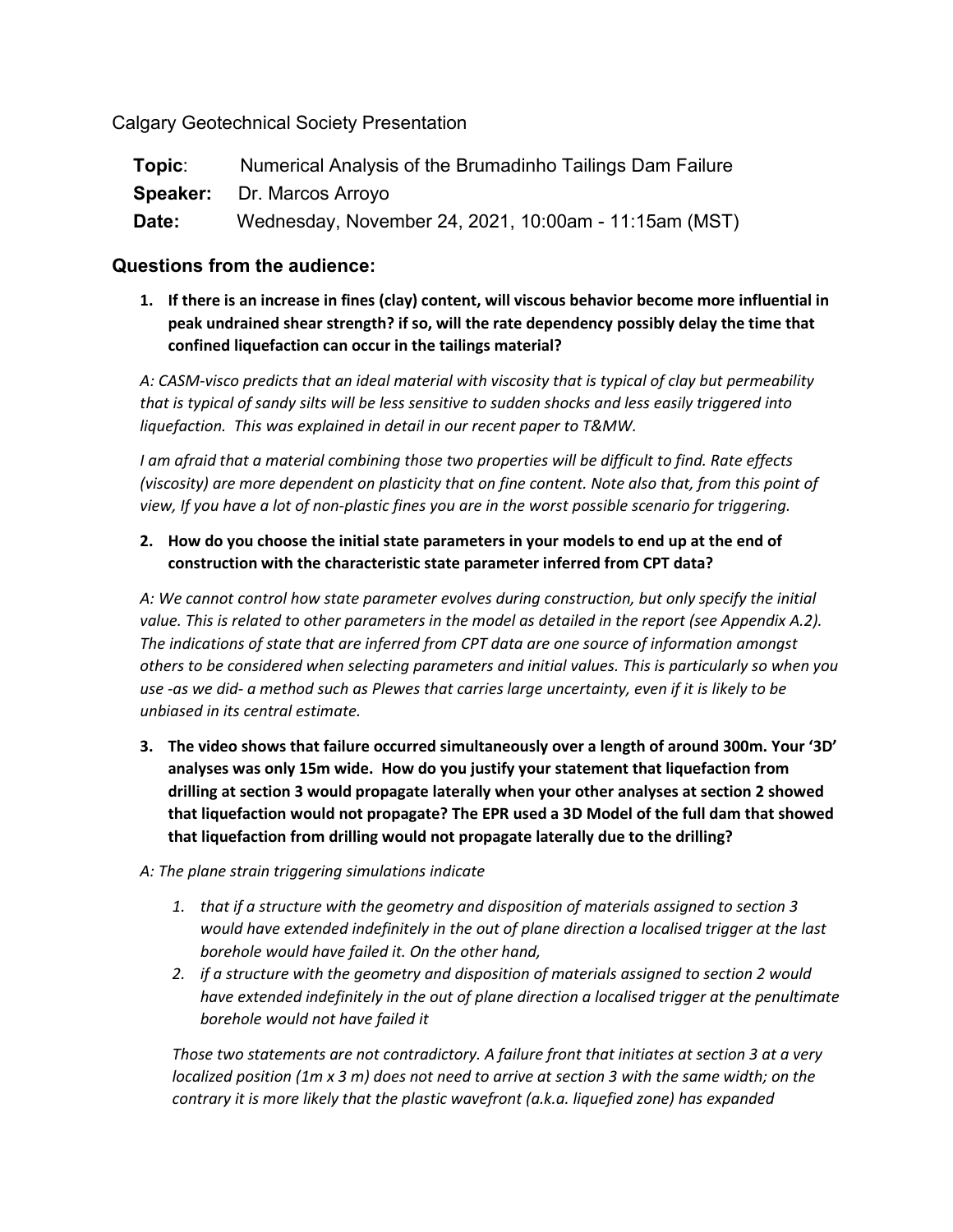Calgary Geotechnical Society Presentation

**Topic**: Numerical Analysis of the Brumadinho Tailings Dam Failure

**Speaker:** Dr. Marcos Arroyo

**Date:** Wednesday, November 24, 2021, 10:00am - 11:15am (MST)

## Questions from the audience:

1. **If there is an increase in fines (clay) content, will viscous behavior become more influential in peak undrained shear strength? if so, will the rate dependency possibly delay the time that confined liquefaction can occur in the tailings material?**

   *A: CASM-visco predicts that an ideal material with viscosity that is typical of clay but permeability that is typical of sandy silts will be less sensitive to sudden shocks and less easily triggered into liquefaction. This was explained in detail in our recent paper to T&MW.*

   *I am afraid that a material combining those two properties will be difficult to find. Rate effects (viscosity) are more dependent on plasticity that on fine content. Note also that, from this point of view, If you have a lot of non-plastic fines you are in the worst possible scenario for triggering.*

2. **How do you choose the initial state parameters in your models to end up at the end of construction with the characteristic state parameter inferred from CPT data?**

   *A: We cannot control how state parameter evolves during construction, but only specify the initial value. This is related to other parameters in the model as detailed in the report (see Appendix A.2). The indications of state that are inferred from CPT data are one source of information amongst others to be considered when selecting parameters and initial values. This is particularly so when you use -as we did- a method such as Plewes that carries large uncertainty, even if it is likely to be unbiased in its central estimate.*

3. **The video shows that failure occurred simultaneously over a length of around 300m. Your '3D' analyses was only 15m wide. How do you justify your statement that liquefaction from drilling at section 3 would propagate laterally when your other analyses at section 2 showed that liquefaction would not propagate? The EPR used a 3D Model of the full dam that showed that liquefaction from drilling would not propagate laterally due to the drilling?**

*A: The plane strain triggering simulations indicate*

1. *that if a structure with the geometry and disposition of materials assigned to section 3 would have extended indefinitely in the out of plane direction a localised trigger at the last borehole would have failed it. On the other hand,*
2. *if a structure with the geometry and disposition of materials assigned to section 2 would have extended indefinitely in the out of plane direction a localised trigger at the penultimate borehole would not have failed it*

*Those two statements are not contradictory. A failure front that initiates at section 3 at a very localized position (1m x 3 m) does not need to arrive at section 3 with the same width; on the contrary it is more likely that the plastic wavefront (a.k.a. liquefied zone) has expanded*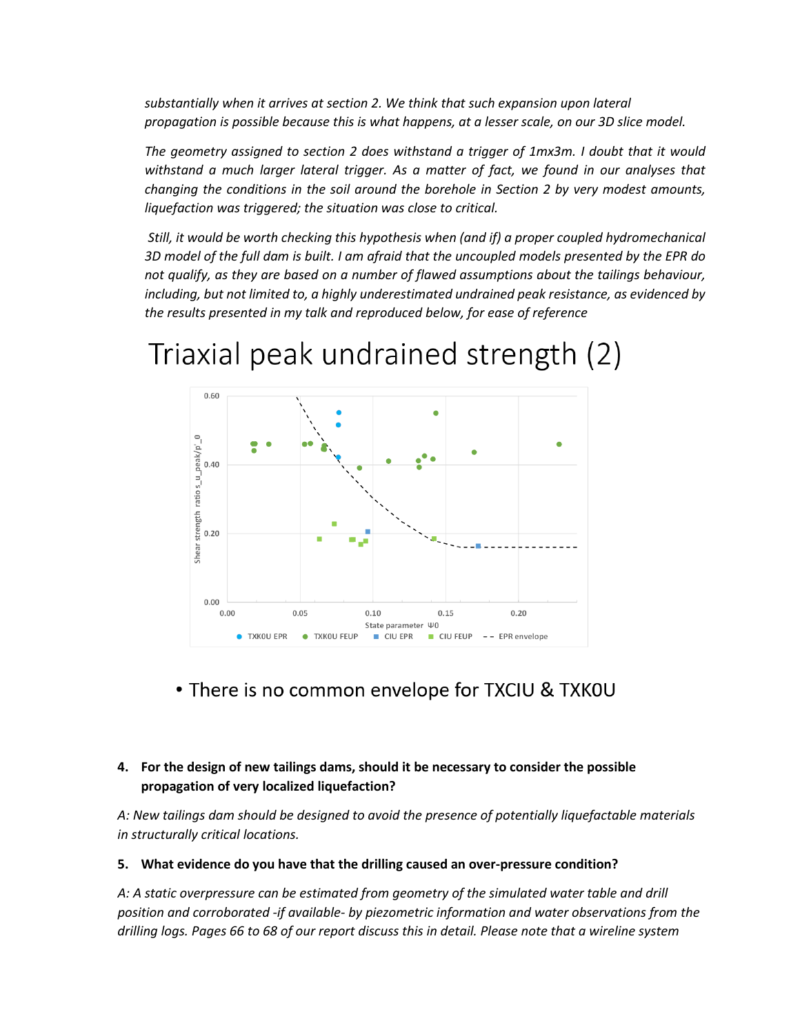*substantially when it arrives at section 2. We think that such expansion upon lateral propagation is possible because this is what happens, at a lesser scale, on our 3D slice model.*

*The geometry assigned to section 2 does withstand a trigger of 1mx3m. I doubt that it would withstand a much larger lateral trigger. As a matter of fact, we found in our analyses that changing the conditions in the soil around the borehole in Section 2 by very modest amounts, liquefaction was triggered; the situation was close to critical.*

*Still, it would be worth checking this hypothesis when (and if) a proper coupled hydromechanical 3D model of the full dam is built. I am afraid that the uncoupled models presented by the EPR do not qualify, as they are based on a number of flawed assumptions about the tailings behaviour, including, but not limited to, a highly underestimated undrained peak resistance, as evidenced by the results presented in my talk and reproduced below, for ease of reference*

# Triaxial peak undrained strength (2)

- There is no common envelope for TXCIU & TXK0U

**4. For the design of new tailings dams, should it be necessary to consider the possible propagation of very localized liquefaction?**

*A: New tailings dam should be designed to avoid the presence of potentially liquefactable materials in structurally critical locations.*

**5. What evidence do you have that the drilling caused an over-pressure condition?**

*A: A static overpressure can be estimated from geometry of the simulated water table and drill position and corroborated -if available- by piezometric information and water observations from the drilling logs. Pages 66 to 68 of our report discuss this in detail. Please note that a wireline system*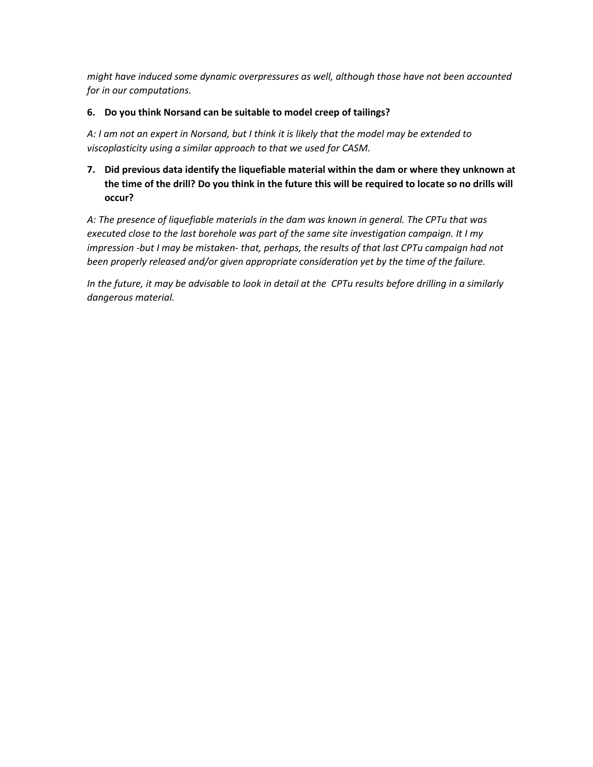*might have induced some dynamic overpressures as well, although those have not been accounted for in our computations.*

**6. Do you think Norsand can be suitable to model creep of tailings?**

*A: I am not an expert in Norsand, but I think it is likely that the model may be extended to viscoplasticity using a similar approach to that we used for CASM.*

**7. Did previous data identify the liquefiable material within the dam or where they unknown at the time of the drill? Do you think in the future this will be required to locate so no drills will occur?**

*A: The presence of liquefiable materials in the dam was known in general. The CPTu that was executed close to the last borehole was part of the same site investigation campaign. It I my impression -but I may be mistaken- that, perhaps, the results of that last CPTu campaign had not been properly released and/or given appropriate consideration yet by the time of the failure.*

*In the future, it may be advisable to look in detail at the CPTu results before drilling in a similarly dangerous material.*